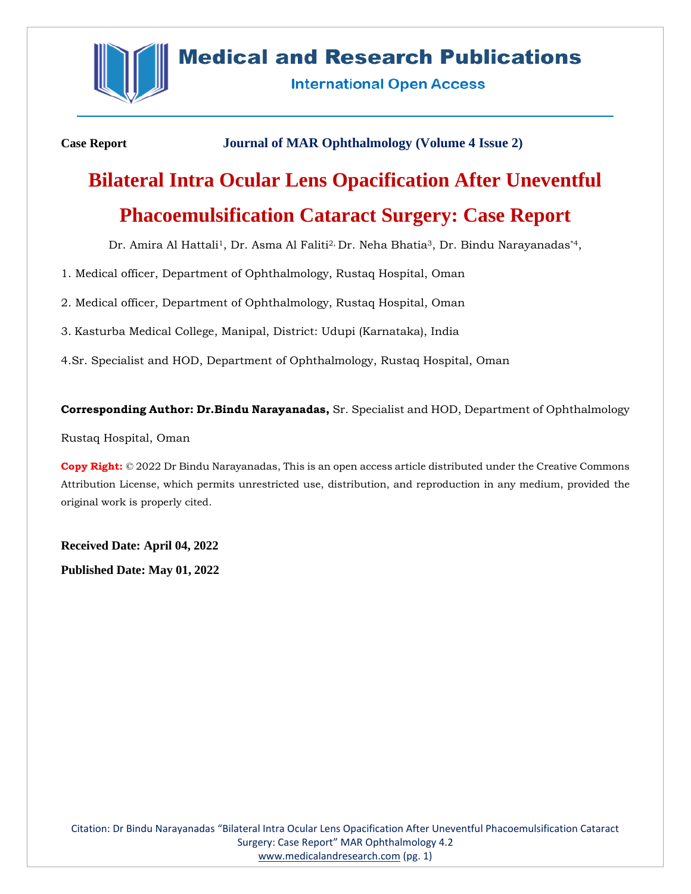**Case Report** **Journal of MAR Ophthalmology (Volume 4 Issue 2)**

# Bilateral Intra Ocular Lens Opacification After Uneventful Phacoemulsification Cataract Surgery: Case Report

Dr. Amira Al Hattali[1], Dr. Asma Al Faliti[2], Dr. Neha Bhatia[3], Dr. Bindu Narayanadas[*4],

1. Medical officer, Department of Ophthalmology, Rustaq Hospital, Oman

2. Medical officer, Department of Ophthalmology, Rustaq Hospital, Oman

3. Kasturba Medical College, Manipal, District: Udupi (Karnataka), India

4. Sr. Specialist and HOD, Department of Ophthalmology, Rustaq Hospital, Oman

**Corresponding Author: Dr.Bindu Narayanadas,** Sr. Specialist and HOD, Department of Ophthalmology Rustaq Hospital, Oman

**Copy Right:** © 2022 Dr Bindu Narayanadas, This is an open access article distributed under the Creative Commons Attribution License, which permits unrestricted use, distribution, and reproduction in any medium, provided the original work is properly cited.

**Received Date: April 04, 2022**

**Published Date: May 01, 2022**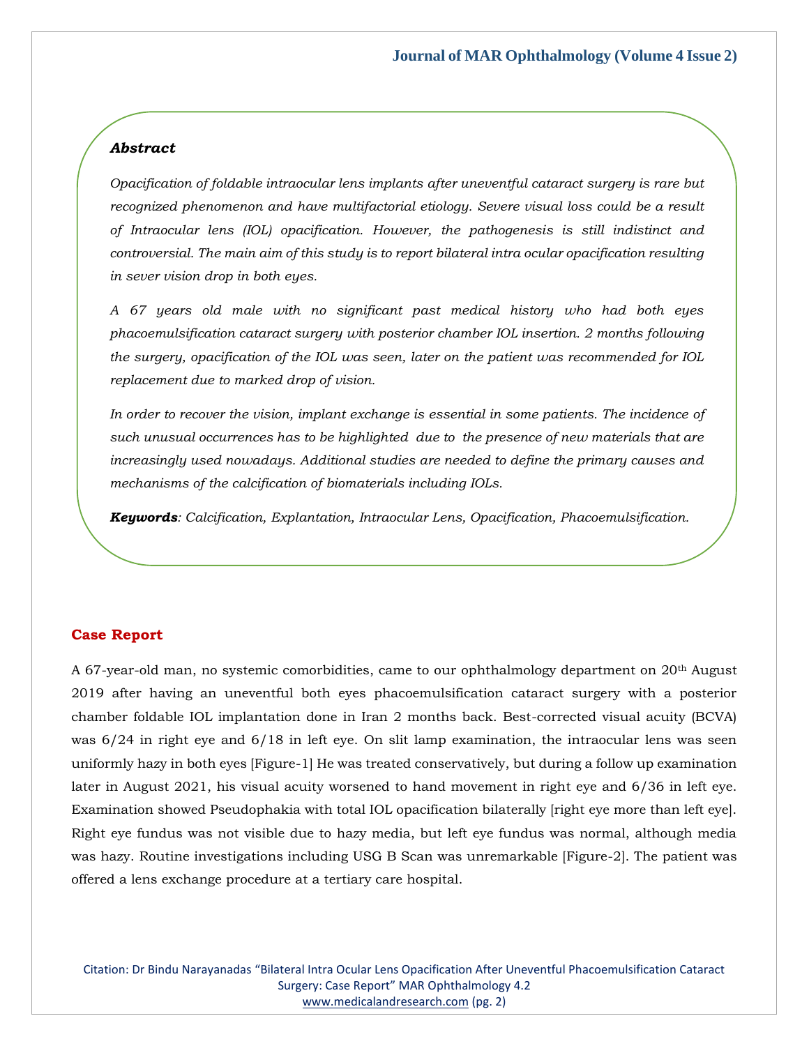### *Abstract*

*Opacification of foldable intraocular lens implants after uneventful cataract surgery is rare but recognized phenomenon and have multifactorial etiology. Severe visual loss could be a result of Intraocular lens (IOL) opacification. However, the pathogenesis is still indistinct and controversial. The main aim of this study is to report bilateral intra ocular opacification resulting in sever vision drop in both eyes.*

*A 67 years old male with no significant past medical history who had both eyes phacoemulsification cataract surgery with posterior chamber IOL insertion. 2 months following the surgery, opacification of the IOL was seen, later on the patient was recommended for IOL replacement due to marked drop of vision.*

*In order to recover the vision, implant exchange is essential in some patients. The incidence of such unusual occurrences has to be highlighted due to the presence of new materials that are increasingly used nowadays. Additional studies are needed to define the primary causes and mechanisms of the calcification of biomaterials including IOLs.*

***Keywords**: Calcification, Explantation, Intraocular Lens, Opacification, Phacoemulsification.*

## Case Report

A 67-year-old man, no systemic comorbidities, came to our ophthalmology department on 20th August 2019 after having an uneventful both eyes phacoemulsification cataract surgery with a posterior chamber foldable IOL implantation done in Iran 2 months back. Best-corrected visual acuity (BCVA) was 6/24 in right eye and 6/18 in left eye. On slit lamp examination, the intraocular lens was seen uniformly hazy in both eyes [Figure-1] He was treated conservatively, but during a follow up examination later in August 2021, his visual acuity worsened to hand movement in right eye and 6/36 in left eye. Examination showed Pseudophakia with total IOL opacification bilaterally [right eye more than left eye]. Right eye fundus was not visible due to hazy media, but left eye fundus was normal, although media was hazy. Routine investigations including USG B Scan was unremarkable [Figure-2]. The patient was offered a lens exchange procedure at a tertiary care hospital.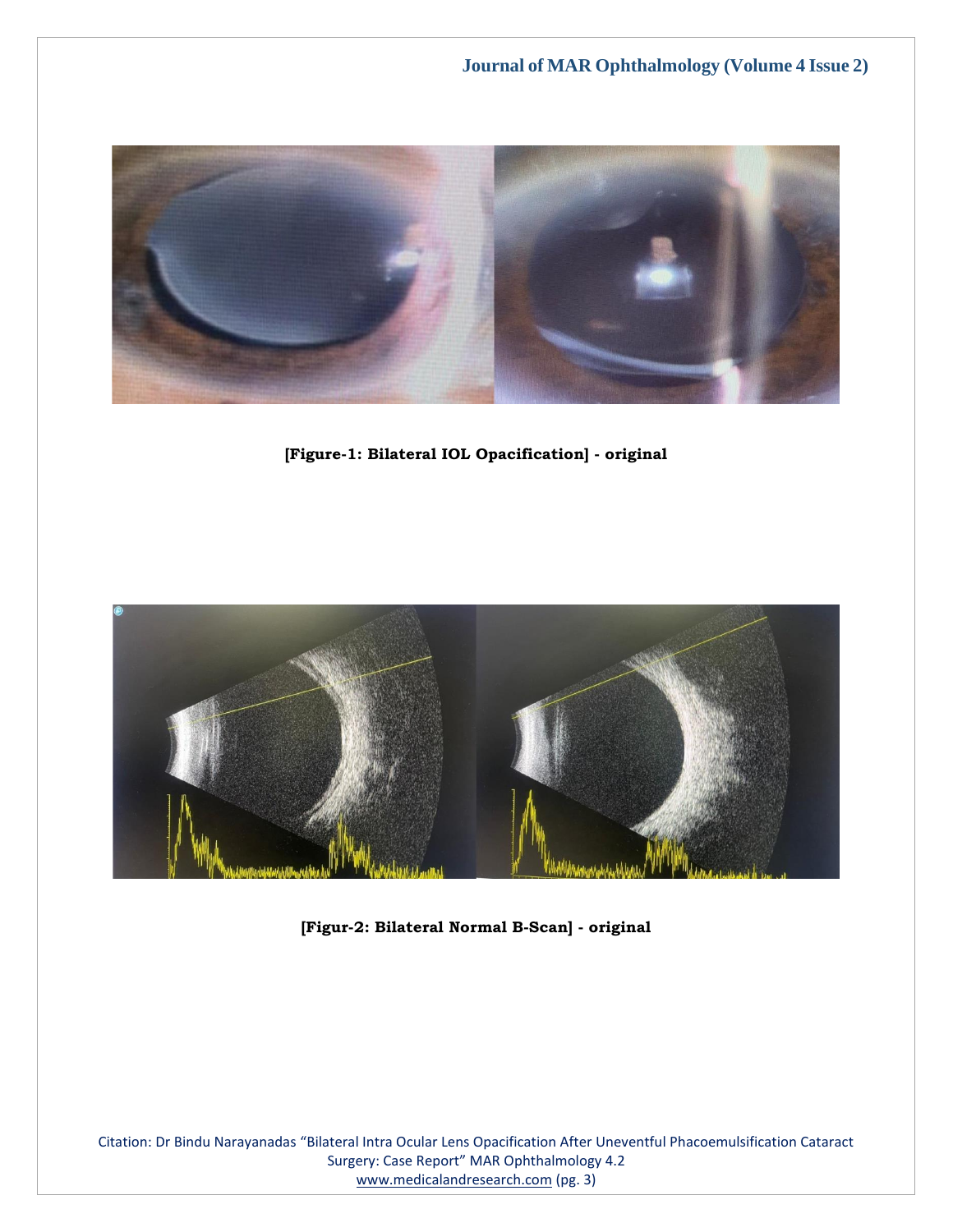[Figure-1: Bilateral IOL Opacification] - original

[Figur-2: Bilateral Normal B-Scan] - original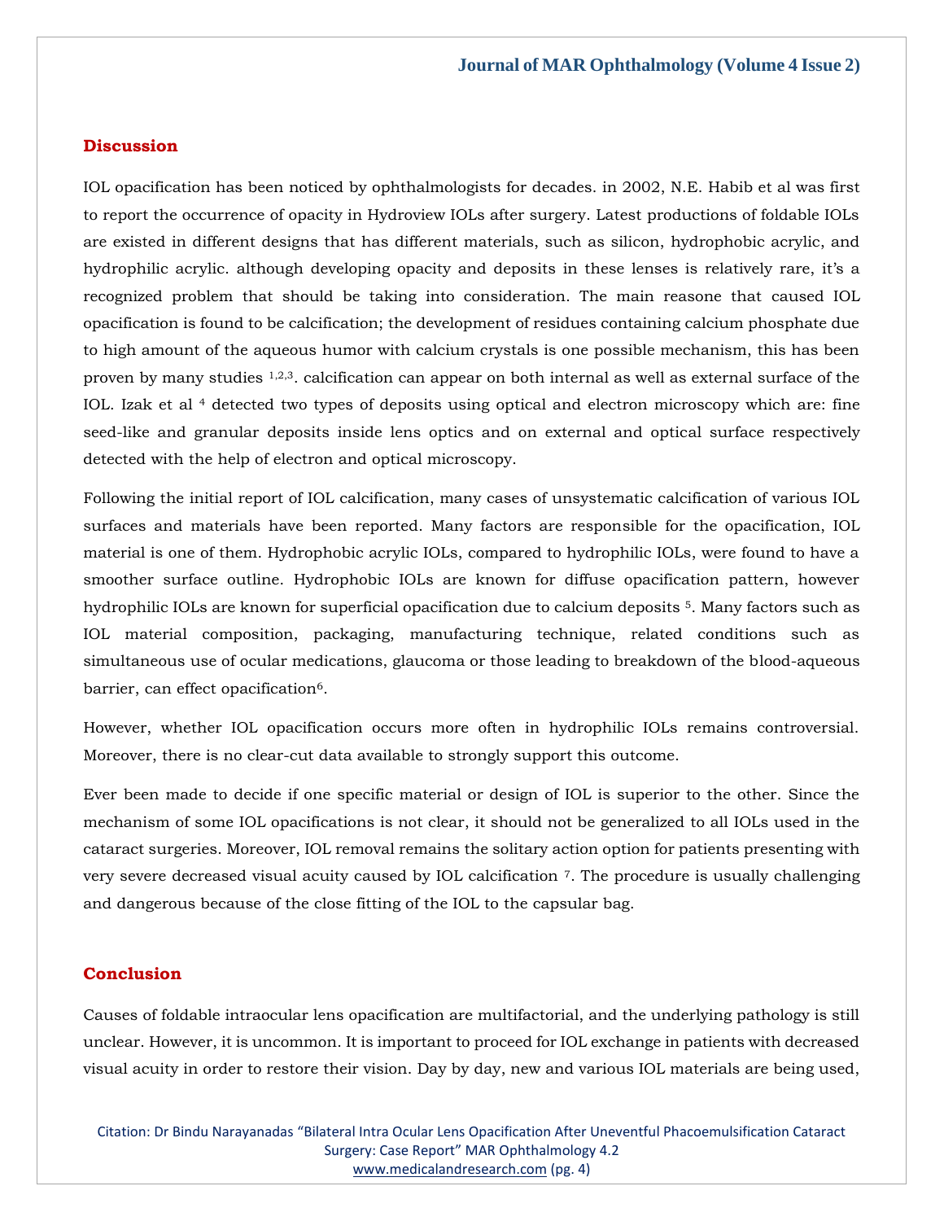## Discussion

IOL opacification has been noticed by ophthalmologists for decades. in 2002, N.E. Habib et al was first to report the occurrence of opacity in Hydroview IOLs after surgery. Latest productions of foldable IOLs are existed in different designs that has different materials, such as silicon, hydrophobic acrylic, and hydrophilic acrylic. although developing opacity and deposits in these lenses is relatively rare, it's a recognized problem that should be taking into consideration. The main reasone that caused IOL opacification is found to be calcification; the development of residues containing calcium phosphate due to high amount of the aqueous humor with calcium crystals is one possible mechanism, this has been proven by many studies [1,2,3]. calcification can appear on both internal as well as external surface of the IOL. Izak et al [4] detected two types of deposits using optical and electron microscopy which are: fine seed-like and granular deposits inside lens optics and on external and optical surface respectively detected with the help of electron and optical microscopy.

Following the initial report of IOL calcification, many cases of unsystematic calcification of various IOL surfaces and materials have been reported. Many factors are responsible for the opacification, IOL material is one of them. Hydrophobic acrylic IOLs, compared to hydrophilic IOLs, were found to have a smoother surface outline. Hydrophobic IOLs are known for diffuse opacification pattern, however hydrophilic IOLs are known for superficial opacification due to calcium deposits [5]. Many factors such as IOL material composition, packaging, manufacturing technique, related conditions such as simultaneous use of ocular medications, glaucoma or those leading to breakdown of the blood-aqueous barrier, can effect opacification[6].

However, whether IOL opacification occurs more often in hydrophilic IOLs remains controversial. Moreover, there is no clear-cut data available to strongly support this outcome.

Ever been made to decide if one specific material or design of IOL is superior to the other. Since the mechanism of some IOL opacifications is not clear, it should not be generalized to all IOLs used in the cataract surgeries. Moreover, IOL removal remains the solitary action option for patients presenting with very severe decreased visual acuity caused by IOL calcification [7]. The procedure is usually challenging and dangerous because of the close fitting of the IOL to the capsular bag.

## Conclusion

Causes of foldable intraocular lens opacification are multifactorial, and the underlying pathology is still unclear. However, it is uncommon. It is important to proceed for IOL exchange in patients with decreased visual acuity in order to restore their vision. Day by day, new and various IOL materials are being used,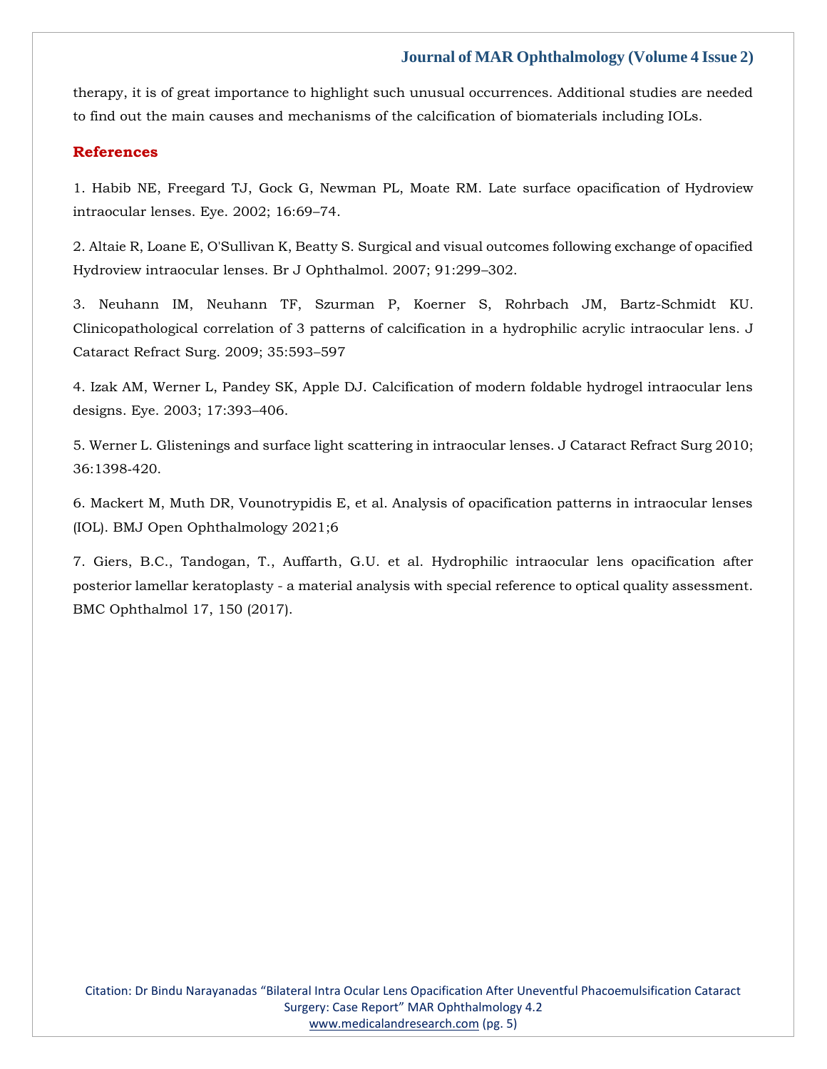therapy, it is of great importance to highlight such unusual occurrences. Additional studies are needed to find out the main causes and mechanisms of the calcification of biomaterials including IOLs.

## References

1. Habib NE, Freegard TJ, Gock G, Newman PL, Moate RM. Late surface opacification of Hydroview intraocular lenses. Eye. 2002; 16:69–74.

2. Altaie R, Loane E, O'Sullivan K, Beatty S. Surgical and visual outcomes following exchange of opacified Hydroview intraocular lenses. Br J Ophthalmol. 2007; 91:299–302.

3. Neuhann IM, Neuhann TF, Szurman P, Koerner S, Rohrbach JM, Bartz-Schmidt KU. Clinicopathological correlation of 3 patterns of calcification in a hydrophilic acrylic intraocular lens. J Cataract Refract Surg. 2009; 35:593–597

4. Izak AM, Werner L, Pandey SK, Apple DJ. Calcification of modern foldable hydrogel intraocular lens designs. Eye. 2003; 17:393–406.

5. Werner L. Glistenings and surface light scattering in intraocular lenses. J Cataract Refract Surg 2010; 36:1398-420.

6. Mackert M, Muth DR, Vounotrypidis E, et al. Analysis of opacification patterns in intraocular lenses (IOL). BMJ Open Ophthalmology 2021;6

7. Giers, B.C., Tandogan, T., Auffarth, G.U. et al. Hydrophilic intraocular lens opacification after posterior lamellar keratoplasty - a material analysis with special reference to optical quality assessment. BMC Ophthalmol 17, 150 (2017).